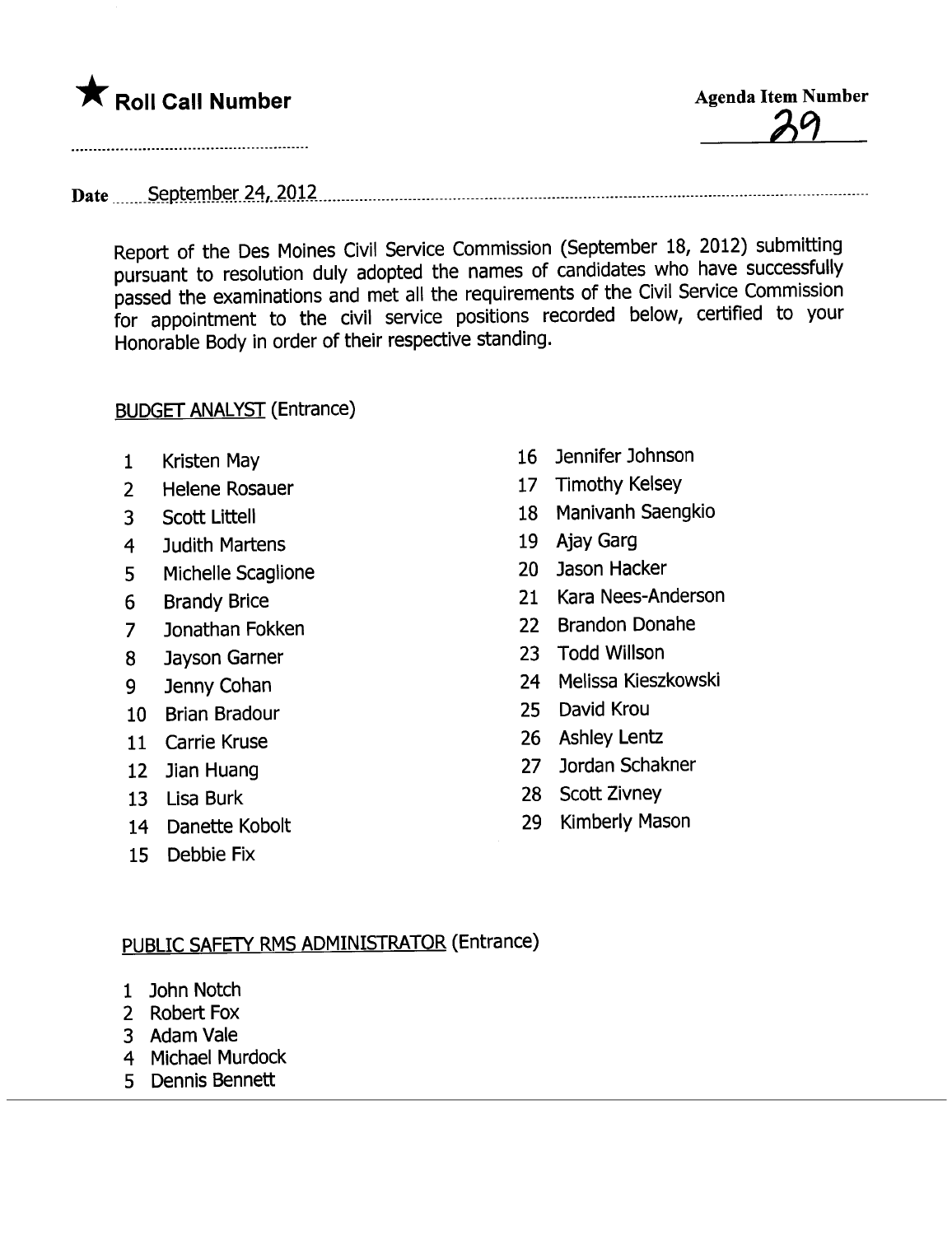★ **Roll Call Number**

**Agenda Item Number**
29

**Date** September 24, 2012

Report of the Des Moines Civil Service Commission (September 18, 2012) submitting pursuant to resolution duly adopted the names of candidates who have successfully passed the examinations and met all the requirements of the Civil Service Commission for appointment to the civil service positions recorded below, certified to your Honorable Body in order of their respective standing.

BUDGET ANALYST (Entrance)

1. Kristen May
2. Helene Rosauer
3. Scott Littell
4. Judith Martens
5. Michelle Scaglione
6. Brandy Brice
7. Jonathan Fokken
8. Jayson Garner
9. Jenny Cohan
10. Brian Bradour
11. Carrie Kruse
12. Jian Huang
13. Lisa Burk
14. Danette Kobolt
15. Debbie Fix
16. Jennifer Johnson
17. Timothy Kelsey
18. Manivanh Saengkio
19. Ajay Garg
20. Jason Hacker
21. Kara Nees-Anderson
22. Brandon Donahe
23. Todd Willson
24. Melissa Kieszkowski
25. David Krou
26. Ashley Lentz
27. Jordan Schakner
28. Scott Zivney
29. Kimberly Mason

PUBLIC SAFETY RMS ADMINISTRATOR (Entrance)

1. John Notch
2. Robert Fox
3. Adam Vale
4. Michael Murdock
5. Dennis Bennett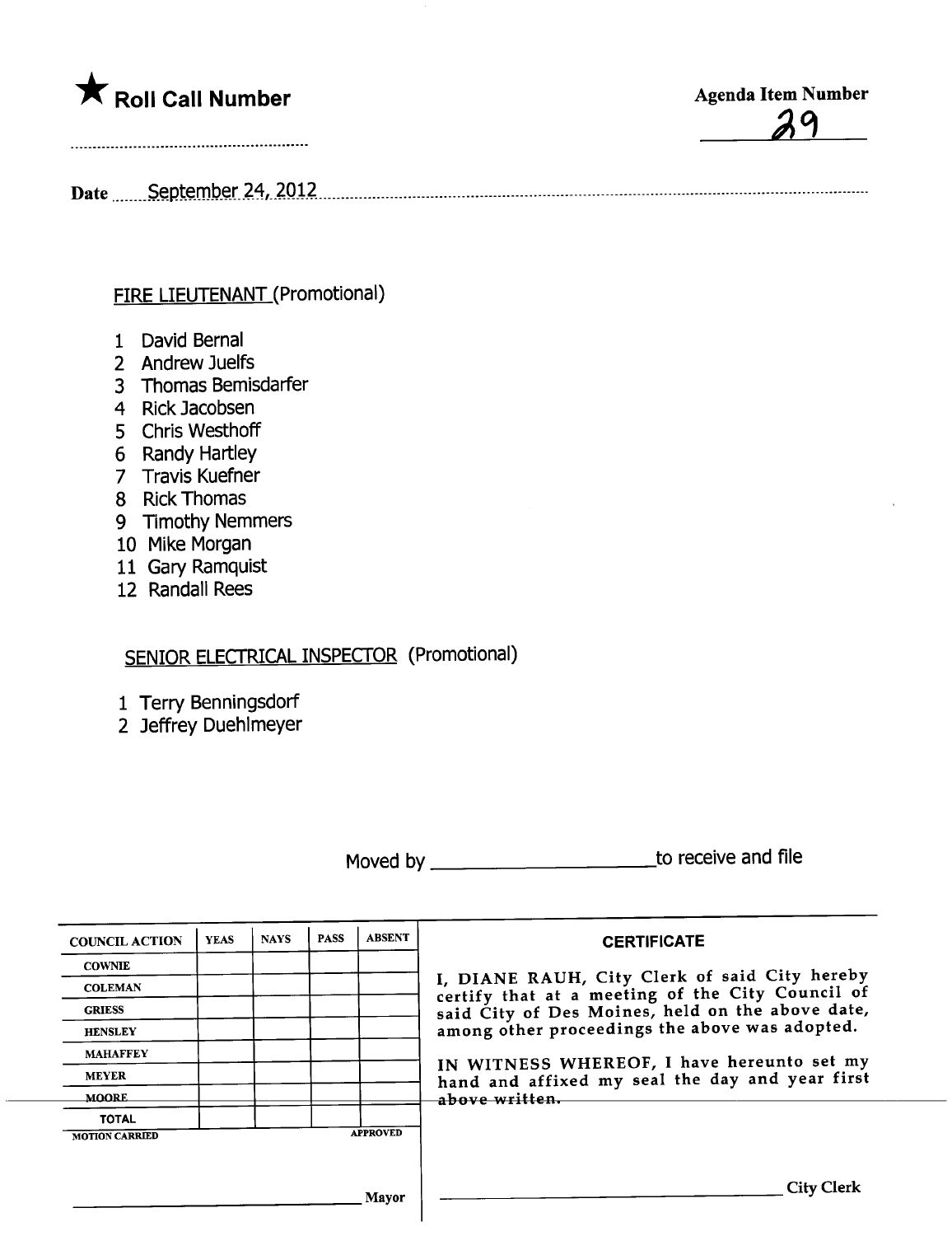★ **Roll Call Number**

..........................................................

**Agenda Item Number**

29

**Date** September 24, 2012

FIRE LIEUTENANT (Promotional)

1 David Bernal
2 Andrew Juelfs
3 Thomas Bemisdarfer
4 Rick Jacobsen
5 Chris Westhoff
6 Randy Hartley
7 Travis Kuefner
8 Rick Thomas
9 Timothy Nemmers
10 Mike Morgan
11 Gary Ramquist
12 Randall Rees

SENIOR ELECTRICAL INSPECTOR (Promotional)

1 Terry Benningsdorf
2 Jeffrey Duehlmeyer

Moved by ____________________ to receive and file

| COUNCIL ACTION | YEAS | NAYS | PASS | ABSENT |
|---|---|---|---|---|
| COWNIE | | | | |
| COLEMAN | | | | |
| GRIESS | | | | |
| HENSLEY | | | | |
| MAHAFFEY | | | | |
| MEYER | | | | |
| MOORE | | | | |
| TOTAL | | | | |

MOTION CARRIED APPROVED

______________________________ Mayor

**CERTIFICATE**

I, DIANE RAUH, City Clerk of said City hereby certify that at a meeting of the City Council of said City of Des Moines, held on the above date, among other proceedings the above was adopted.

IN WITNESS WHEREOF, I have hereunto set my hand and affixed my seal the day and year first above written.

______________________________ City Clerk